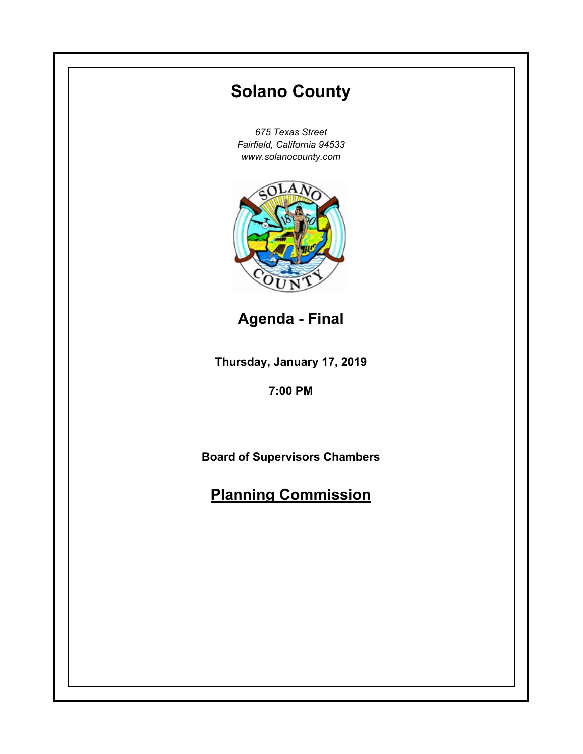# Solano County

*675 Texas Street*
*Fairfield, California 94533*
*www.solanocounty.com*

## Agenda - Final

**Thursday, January 17, 2019**

**7:00 PM**

**Board of Supervisors Chambers**

## Planning Commission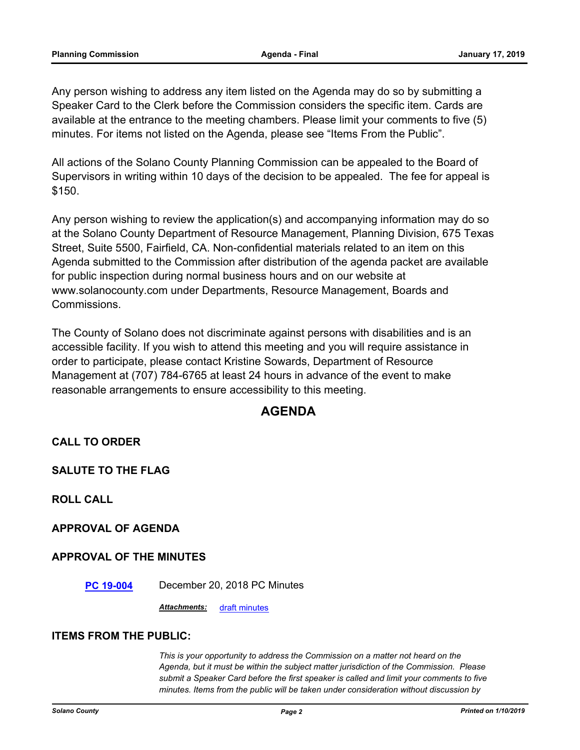Any person wishing to address any item listed on the Agenda may do so by submitting a Speaker Card to the Clerk before the Commission considers the specific item. Cards are available at the entrance to the meeting chambers. Please limit your comments to five (5) minutes. For items not listed on the Agenda, please see "Items From the Public".

All actions of the Solano County Planning Commission can be appealed to the Board of Supervisors in writing within 10 days of the decision to be appealed. The fee for appeal is $150.

Any person wishing to review the application(s) and accompanying information may do so at the Solano County Department of Resource Management, Planning Division, 675 Texas Street, Suite 5500, Fairfield, CA. Non-confidential materials related to an item on this Agenda submitted to the Commission after distribution of the agenda packet are available for public inspection during normal business hours and on our website at www.solanocounty.com under Departments, Resource Management, Boards and Commissions.

The County of Solano does not discriminate against persons with disabilities and is an accessible facility. If you wish to attend this meeting and you will require assistance in order to participate, please contact Kristine Sowards, Department of Resource Management at (707) 784-6765 at least 24 hours in advance of the event to make reasonable arrangements to ensure accessibility to this meeting.

## AGENDA

**CALL TO ORDER**

**SALUTE TO THE FLAG**

**ROLL CALL**

**APPROVAL OF AGENDA**

**APPROVAL OF THE MINUTES**

**PC 19-004** December 20, 2018 PC Minutes

***Attachments:*** draft minutes

**ITEMS FROM THE PUBLIC:**

*This is your opportunity to address the Commission on a matter not heard on the Agenda, but it must be within the subject matter jurisdiction of the Commission. Please submit a Speaker Card before the first speaker is called and limit your comments to five minutes. Items from the public will be taken under consideration without discussion by*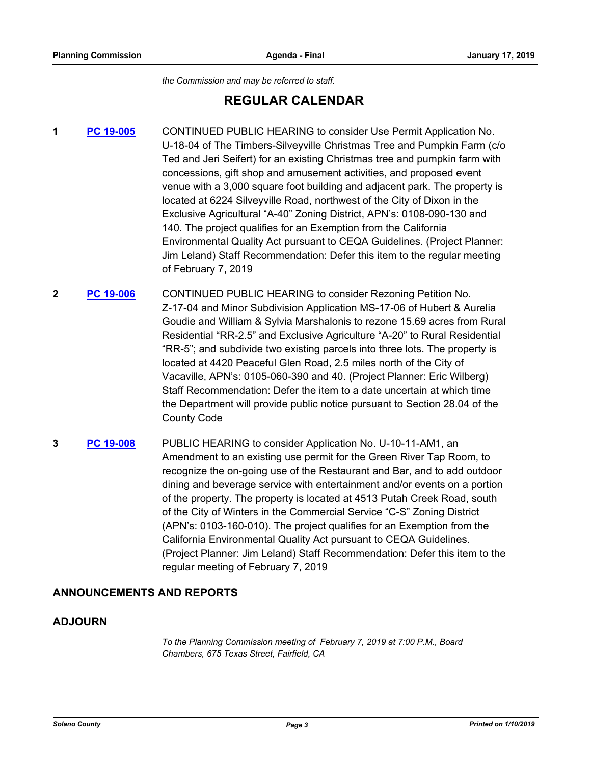*the Commission and may be referred to staff.*

## REGULAR CALENDAR

**1** **PC 19-005** CONTINUED PUBLIC HEARING to consider Use Permit Application No. U-18-04 of The Timbers-Silveyville Christmas Tree and Pumpkin Farm (c/o Ted and Jeri Seifert) for an existing Christmas tree and pumpkin farm with concessions, gift shop and amusement activities, and proposed event venue with a 3,000 square foot building and adjacent park. The property is located at 6224 Silveyville Road, northwest of the City of Dixon in the Exclusive Agricultural “A-40” Zoning District, APN’s: 0108-090-130 and 140. The project qualifies for an Exemption from the California Environmental Quality Act pursuant to CEQA Guidelines. (Project Planner: Jim Leland) Staff Recommendation: Defer this item to the regular meeting of February 7, 2019

**2** **PC 19-006** CONTINUED PUBLIC HEARING to consider Rezoning Petition No. Z-17-04 and Minor Subdivision Application MS-17-06 of Hubert & Aurelia Goudie and William & Sylvia Marshalonis to rezone 15.69 acres from Rural Residential “RR-2.5” and Exclusive Agriculture “A-20” to Rural Residential “RR-5”; and subdivide two existing parcels into three lots. The property is located at 4420 Peaceful Glen Road, 2.5 miles north of the City of Vacaville, APN’s: 0105-060-390 and 40. (Project Planner: Eric Wilberg) Staff Recommendation: Defer the item to a date uncertain at which time the Department will provide public notice pursuant to Section 28.04 of the County Code

**3** **PC 19-008** PUBLIC HEARING to consider Application No. U-10-11-AM1, an Amendment to an existing use permit for the Green River Tap Room, to recognize the on-going use of the Restaurant and Bar, and to add outdoor dining and beverage service with entertainment and/or events on a portion of the property. The property is located at 4513 Putah Creek Road, south of the City of Winters in the Commercial Service “C-S” Zoning District (APN’s: 0103-160-010). The project qualifies for an Exemption from the California Environmental Quality Act pursuant to CEQA Guidelines. (Project Planner: Jim Leland) Staff Recommendation: Defer this item to the regular meeting of February 7, 2019

## ANNOUNCEMENTS AND REPORTS

## ADJOURN

*To the Planning Commission meeting of February 7, 2019 at 7:00 P.M., Board Chambers, 675 Texas Street, Fairfield, CA*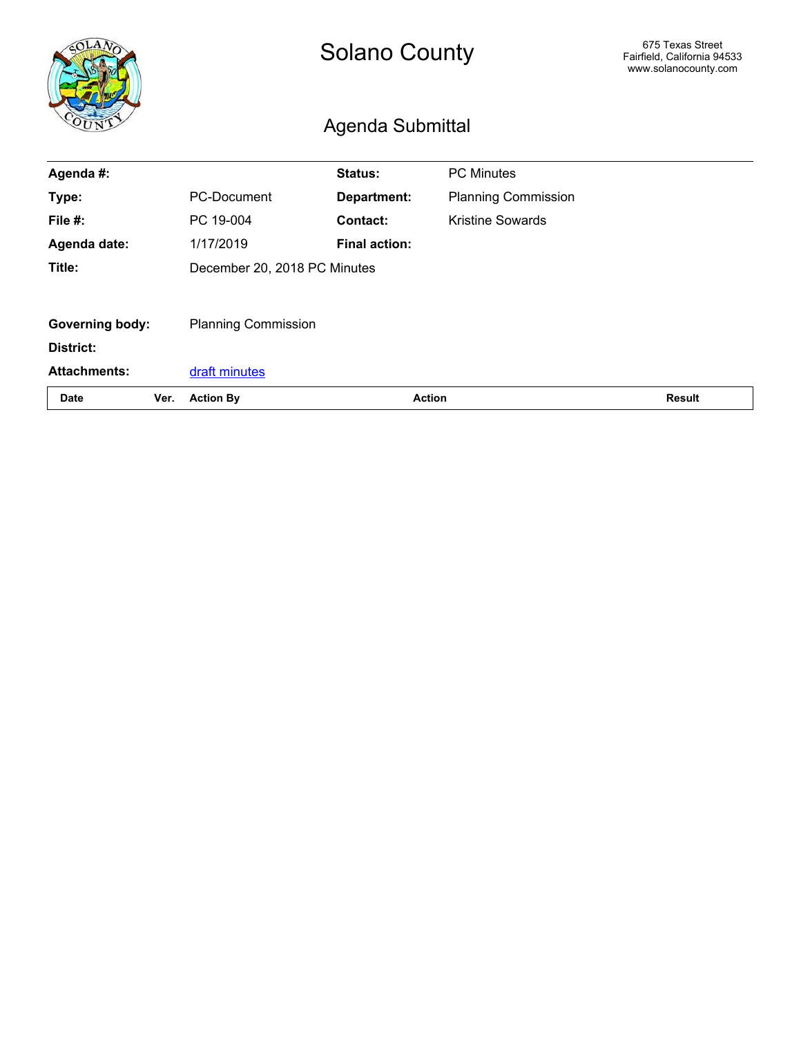# Solano County

675 Texas Street
Fairfield, California 94533
www.solanocounty.com

## Agenda Submittal

| | | | |
|---|---|---|---|
| **Agenda #:** | | **Status:** | PC Minutes |
| **Type:** | PC-Document | **Department:** | Planning Commission |
| **File #:** | PC 19-004 | **Contact:** | Kristine Sowards |
| **Agenda date:** | 1/17/2019 | **Final action:** | |
| **Title:** | December 20, 2018 PC Minutes | | |
| **Governing body:** | Planning Commission | | |
| **District:** | | | |
| **Attachments:** | draft minutes | | |

| Date | Ver. | Action By | Action | Result |
|---|---|---|---|---|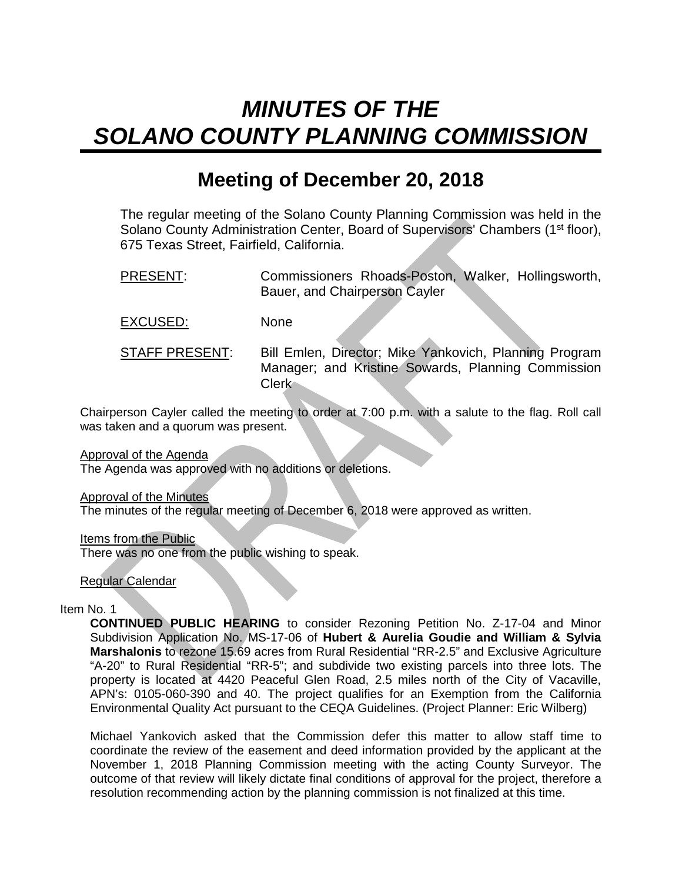# *MINUTES OF THE SOLANO COUNTY PLANNING COMMISSION*

## Meeting of December 20, 2018

The regular meeting of the Solano County Planning Commission was held in the Solano County Administration Center, Board of Supervisors' Chambers (1st floor), 675 Texas Street, Fairfield, California.

PRESENT: Commissioners Rhoads-Poston, Walker, Hollingsworth, Bauer, and Chairperson Cayler

EXCUSED: None

STAFF PRESENT: Bill Emlen, Director; Mike Yankovich, Planning Program Manager; and Kristine Sowards, Planning Commission Clerk

Chairperson Cayler called the meeting to order at 7:00 p.m. with a salute to the flag. Roll call was taken and a quorum was present.

Approval of the Agenda
The Agenda was approved with no additions or deletions.

Approval of the Minutes
The minutes of the regular meeting of December 6, 2018 were approved as written.

Items from the Public
There was no one from the public wishing to speak.

Regular Calendar

Item No. 1

**CONTINUED PUBLIC HEARING** to consider Rezoning Petition No. Z-17-04 and Minor Subdivision Application No. MS-17-06 of **Hubert & Aurelia Goudie and William & Sylvia Marshalonis** to rezone 15.69 acres from Rural Residential "RR-2.5" and Exclusive Agriculture "A-20" to Rural Residential "RR-5"; and subdivide two existing parcels into three lots. The property is located at 4420 Peaceful Glen Road, 2.5 miles north of the City of Vacaville, APN's: 0105-060-390 and 40. The project qualifies for an Exemption from the California Environmental Quality Act pursuant to the CEQA Guidelines. (Project Planner: Eric Wilberg)

Michael Yankovich asked that the Commission defer this matter to allow staff time to coordinate the review of the easement and deed information provided by the applicant at the November 1, 2018 Planning Commission meeting with the acting County Surveyor. The outcome of that review will likely dictate final conditions of approval for the project, therefore a resolution recommending action by the planning commission is not finalized at this time.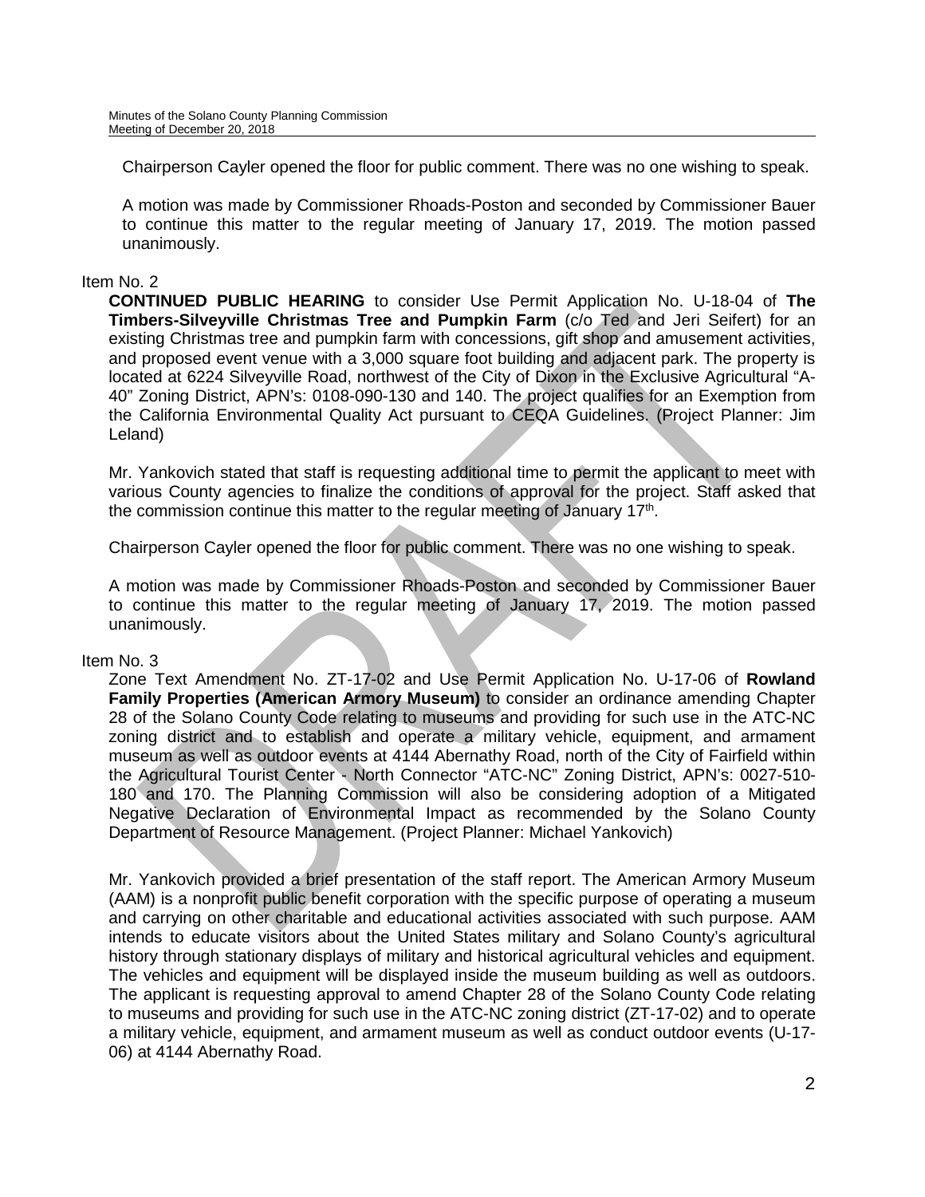Chairperson Cayler opened the floor for public comment. There was no one wishing to speak.

A motion was made by Commissioner Rhoads-Poston and seconded by Commissioner Bauer to continue this matter to the regular meeting of January 17, 2019. The motion passed unanimously.

Item No. 2

**CONTINUED PUBLIC HEARING** to consider Use Permit Application No. U-18-04 of **The Timbers-Silveyville Christmas Tree and Pumpkin Farm** (c/o Ted and Jeri Seifert) for an existing Christmas tree and pumpkin farm with concessions, gift shop and amusement activities, and proposed event venue with a 3,000 square foot building and adjacent park. The property is located at 6224 Silveyville Road, northwest of the City of Dixon in the Exclusive Agricultural "A-40" Zoning District, APN's: 0108-090-130 and 140. The project qualifies for an Exemption from the California Environmental Quality Act pursuant to CEQA Guidelines. (Project Planner: Jim Leland)

Mr. Yankovich stated that staff is requesting additional time to permit the applicant to meet with various County agencies to finalize the conditions of approval for the project. Staff asked that the commission continue this matter to the regular meeting of January 17th.

Chairperson Cayler opened the floor for public comment. There was no one wishing to speak.

A motion was made by Commissioner Rhoads-Poston and seconded by Commissioner Bauer to continue this matter to the regular meeting of January 17, 2019. The motion passed unanimously.

Item No. 3

Zone Text Amendment No. ZT-17-02 and Use Permit Application No. U-17-06 of **Rowland Family Properties (American Armory Museum)** to consider an ordinance amending Chapter 28 of the Solano County Code relating to museums and providing for such use in the ATC-NC zoning district and to establish and operate a military vehicle, equipment, and armament museum as well as outdoor events at 4144 Abernathy Road, north of the City of Fairfield within the Agricultural Tourist Center - North Connector "ATC-NC" Zoning District, APN's: 0027-510-180 and 170. The Planning Commission will also be considering adoption of a Mitigated Negative Declaration of Environmental Impact as recommended by the Solano County Department of Resource Management. (Project Planner: Michael Yankovich)

Mr. Yankovich provided a brief presentation of the staff report. The American Armory Museum (AAM) is a nonprofit public benefit corporation with the specific purpose of operating a museum and carrying on other charitable and educational activities associated with such purpose. AAM intends to educate visitors about the United States military and Solano County's agricultural history through stationary displays of military and historical agricultural vehicles and equipment. The vehicles and equipment will be displayed inside the museum building as well as outdoors. The applicant is requesting approval to amend Chapter 28 of the Solano County Code relating to museums and providing for such use in the ATC-NC zoning district (ZT-17-02) and to operate a military vehicle, equipment, and armament museum as well as conduct outdoor events (U-17-06) at 4144 Abernathy Road.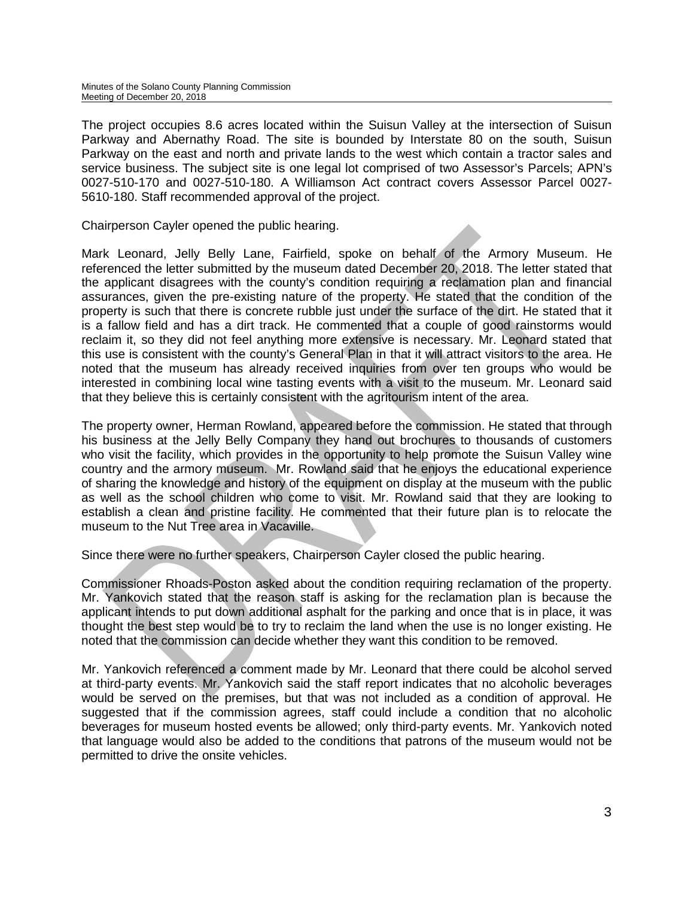The project occupies 8.6 acres located within the Suisun Valley at the intersection of Suisun Parkway and Abernathy Road. The site is bounded by Interstate 80 on the south, Suisun Parkway on the east and north and private lands to the west which contain a tractor sales and service business. The subject site is one legal lot comprised of two Assessor's Parcels; APN's 0027-510-170 and 0027-510-180. A Williamson Act contract covers Assessor Parcel 0027-5610-180. Staff recommended approval of the project.

Chairperson Cayler opened the public hearing.

Mark Leonard, Jelly Belly Lane, Fairfield, spoke on behalf of the Armory Museum. He referenced the letter submitted by the museum dated December 20, 2018. The letter stated that the applicant disagrees with the county's condition requiring a reclamation plan and financial assurances, given the pre-existing nature of the property. He stated that the condition of the property is such that there is concrete rubble just under the surface of the dirt. He stated that it is a fallow field and has a dirt track. He commented that a couple of good rainstorms would reclaim it, so they did not feel anything more extensive is necessary. Mr. Leonard stated that this use is consistent with the county's General Plan in that it will attract visitors to the area. He noted that the museum has already received inquiries from over ten groups who would be interested in combining local wine tasting events with a visit to the museum. Mr. Leonard said that they believe this is certainly consistent with the agritourism intent of the area.

The property owner, Herman Rowland, appeared before the commission. He stated that through his business at the Jelly Belly Company they hand out brochures to thousands of customers who visit the facility, which provides in the opportunity to help promote the Suisun Valley wine country and the armory museum. Mr. Rowland said that he enjoys the educational experience of sharing the knowledge and history of the equipment on display at the museum with the public as well as the school children who come to visit. Mr. Rowland said that they are looking to establish a clean and pristine facility. He commented that their future plan is to relocate the museum to the Nut Tree area in Vacaville.

Since there were no further speakers, Chairperson Cayler closed the public hearing.

Commissioner Rhoads-Poston asked about the condition requiring reclamation of the property. Mr. Yankovich stated that the reason staff is asking for the reclamation plan is because the applicant intends to put down additional asphalt for the parking and once that is in place, it was thought the best step would be to try to reclaim the land when the use is no longer existing. He noted that the commission can decide whether they want this condition to be removed.

Mr. Yankovich referenced a comment made by Mr. Leonard that there could be alcohol served at third-party events. Mr. Yankovich said the staff report indicates that no alcoholic beverages would be served on the premises, but that was not included as a condition of approval. He suggested that if the commission agrees, staff could include a condition that no alcoholic beverages for museum hosted events be allowed; only third-party events. Mr. Yankovich noted that language would also be added to the conditions that patrons of the museum would not be permitted to drive the onsite vehicles.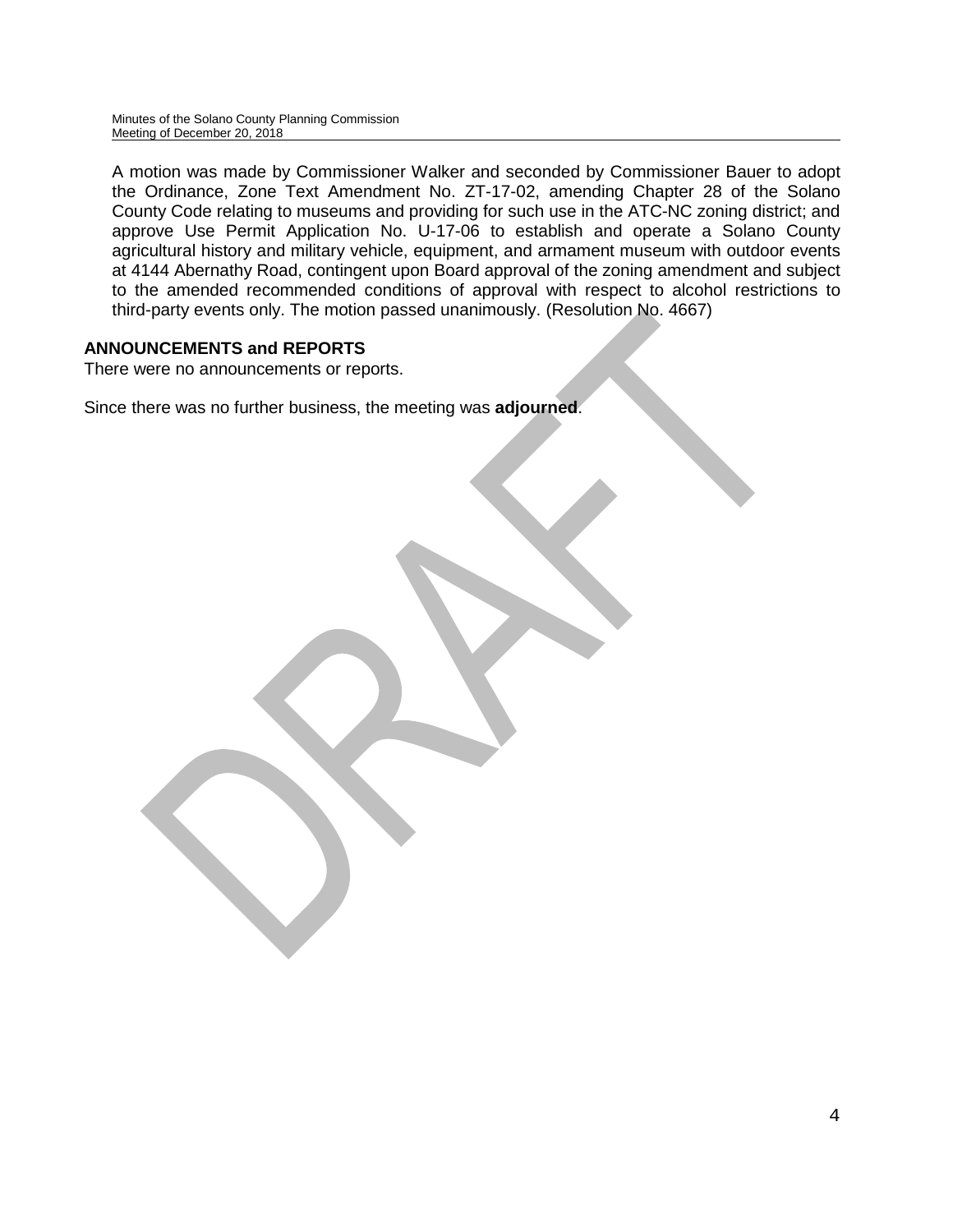A motion was made by Commissioner Walker and seconded by Commissioner Bauer to adopt the Ordinance, Zone Text Amendment No. ZT-17-02, amending Chapter 28 of the Solano County Code relating to museums and providing for such use in the ATC-NC zoning district; and approve Use Permit Application No. U-17-06 to establish and operate a Solano County agricultural history and military vehicle, equipment, and armament museum with outdoor events at 4144 Abernathy Road, contingent upon Board approval of the zoning amendment and subject to the amended recommended conditions of approval with respect to alcohol restrictions to third-party events only. The motion passed unanimously. (Resolution No. 4667)

**ANNOUNCEMENTS and REPORTS**
There were no announcements or reports.

Since there was no further business, the meeting was **adjourned**.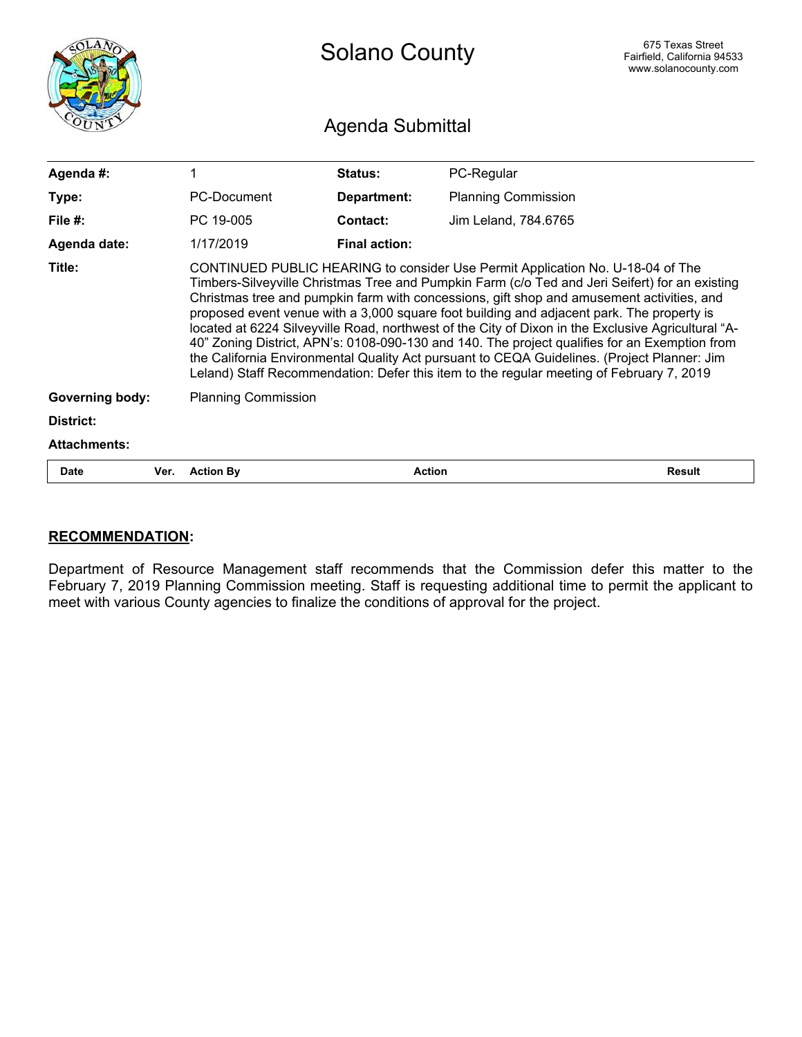# Solano County

675 Texas Street
Fairfield, California 94533
www.solanocounty.com

## Agenda Submittal

| | | | |
|---|---|---|---|
| **Agenda #:** | 1 | **Status:** | PC-Regular |
| **Type:** | PC-Document | **Department:** | Planning Commission |
| **File #:** | PC 19-005 | **Contact:** | Jim Leland, 784.6765 |
| **Agenda date:** | 1/17/2019 | **Final action:** | |

**Title:** CONTINUED PUBLIC HEARING to consider Use Permit Application No. U-18-04 of The Timbers-Silveyville Christmas Tree and Pumpkin Farm (c/o Ted and Jeri Seifert) for an existing Christmas tree and pumpkin farm with concessions, gift shop and amusement activities, and proposed event venue with a 3,000 square foot building and adjacent park. The property is located at 6224 Silveyville Road, northwest of the City of Dixon in the Exclusive Agricultural "A-40" Zoning District, APN's: 0108-090-130 and 140. The project qualifies for an Exemption from the California Environmental Quality Act pursuant to CEQA Guidelines. (Project Planner: Jim Leland) Staff Recommendation: Defer this item to the regular meeting of February 7, 2019

**Governing body:** Planning Commission

**District:**

**Attachments:**

| Date | Ver. | Action By | Action | Result |
|---|---|---|---|---|

**RECOMMENDATION:**

Department of Resource Management staff recommends that the Commission defer this matter to the February 7, 2019 Planning Commission meeting. Staff is requesting additional time to permit the applicant to meet with various County agencies to finalize the conditions of approval for the project.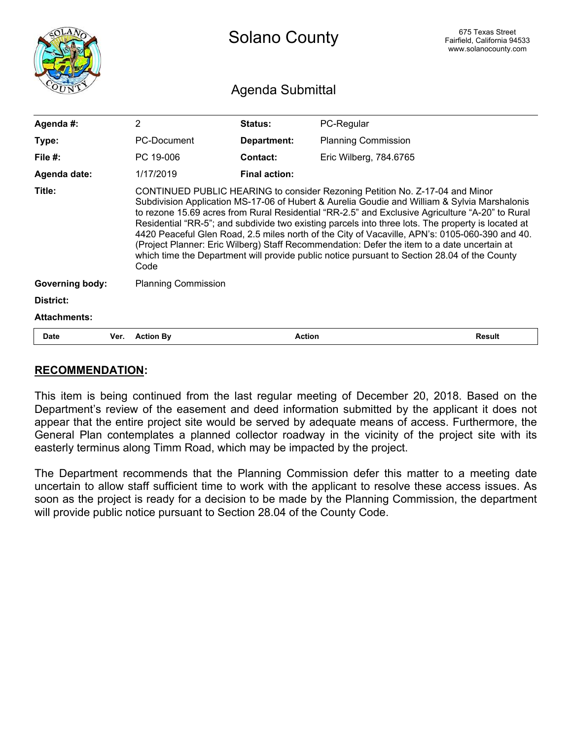# Solano County

675 Texas Street
Fairfield, California 94533
www.solanocounty.com

## Agenda Submittal

| | | | |
|---|---|---|---|
| **Agenda #:** | 2 | **Status:** | PC-Regular |
| **Type:** | PC-Document | **Department:** | Planning Commission |
| **File #:** | PC 19-006 | **Contact:** | Eric Wilberg, 784.6765 |
| **Agenda date:** | 1/17/2019 | **Final action:** | |
| **Title:** | CONTINUED PUBLIC HEARING to consider Rezoning Petition No. Z-17-04 and Minor Subdivision Application MS-17-06 of Hubert & Aurelia Goudie and William & Sylvia Marshalonis to rezone 15.69 acres from Rural Residential “RR-2.5” and Exclusive Agriculture “A-20” to Rural Residential “RR-5”; and subdivide two existing parcels into three lots. The property is located at 4420 Peaceful Glen Road, 2.5 miles north of the City of Vacaville, APN’s: 0105-060-390 and 40. (Project Planner: Eric Wilberg) Staff Recommendation: Defer the item to a date uncertain at which time the Department will provide public notice pursuant to Section 28.04 of the County Code | | |
| **Governing body:** | Planning Commission | | |
| **District:** | | | |
| **Attachments:** | | | |

| Date | Ver. | Action By | Action | Result |
|---|---|---|---|---|

## RECOMMENDATION:

This item is being continued from the last regular meeting of December 20, 2018. Based on the Department’s review of the easement and deed information submitted by the applicant it does not appear that the entire project site would be served by adequate means of access. Furthermore, the General Plan contemplates a planned collector roadway in the vicinity of the project site with its easterly terminus along Timm Road, which may be impacted by the project.

The Department recommends that the Planning Commission defer this matter to a meeting date uncertain to allow staff sufficient time to work with the applicant to resolve these access issues. As soon as the project is ready for a decision to be made by the Planning Commission, the department will provide public notice pursuant to Section 28.04 of the County Code.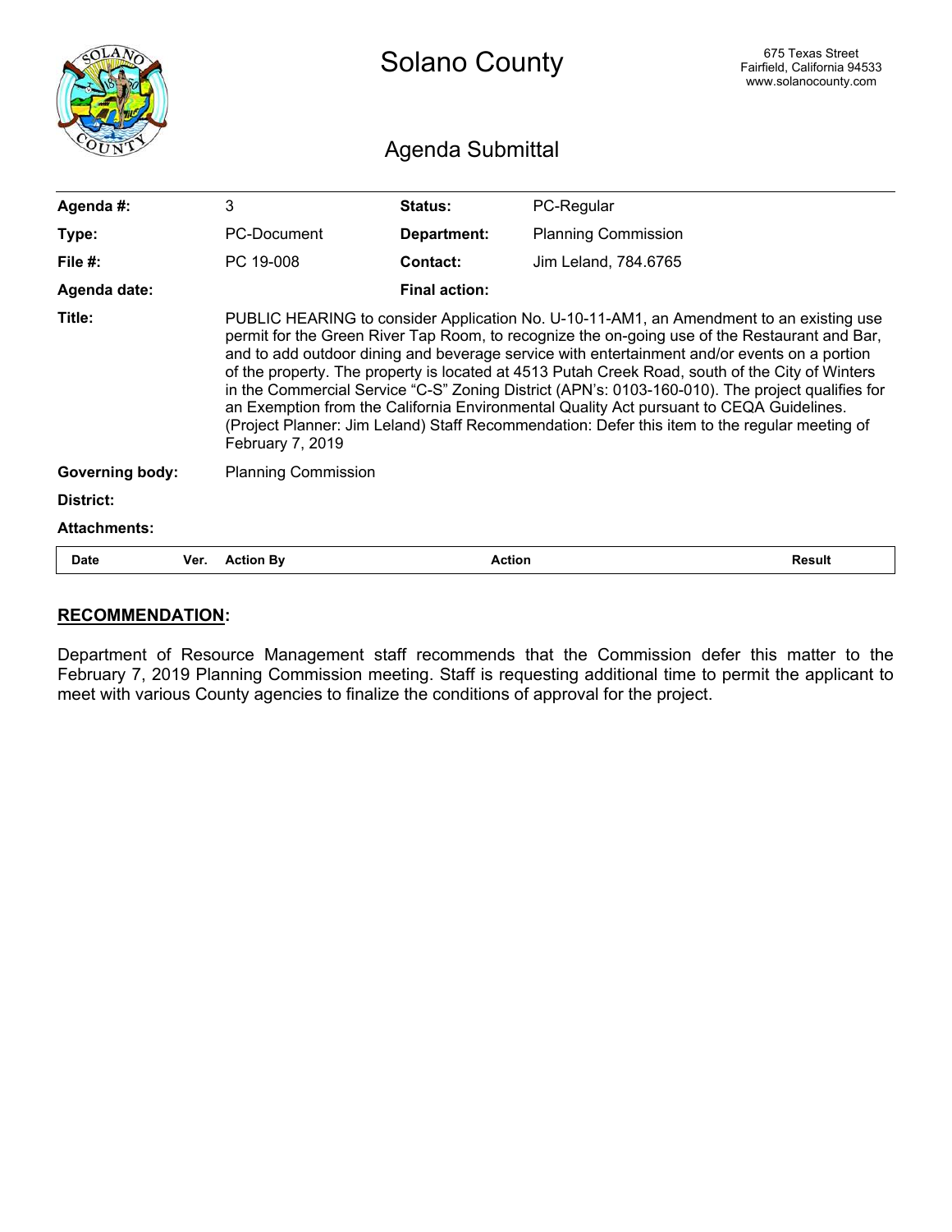# Solano County

675 Texas Street
Fairfield, California 94533
www.solanocounty.com

## Agenda Submittal

| | | | |
|---|---|---|---|
| **Agenda #:** | 3 | **Status:** | PC-Regular |
| **Type:** | PC-Document | **Department:** | Planning Commission |
| **File #:** | PC 19-008 | **Contact:** | Jim Leland, 784.6765 |
| **Agenda date:** | | **Final action:** | |

**Title:** PUBLIC HEARING to consider Application No. U-10-11-AM1, an Amendment to an existing use permit for the Green River Tap Room, to recognize the on-going use of the Restaurant and Bar, and to add outdoor dining and beverage service with entertainment and/or events on a portion of the property. The property is located at 4513 Putah Creek Road, south of the City of Winters in the Commercial Service "C-S" Zoning District (APN's: 0103-160-010). The project qualifies for an Exemption from the California Environmental Quality Act pursuant to CEQA Guidelines. (Project Planner: Jim Leland) Staff Recommendation: Defer this item to the regular meeting of February 7, 2019

**Governing body:** Planning Commission

**District:**

**Attachments:**

| Date | Ver. | Action By | Action | Result |
|---|---|---|---|---|

## RECOMMENDATION:

Department of Resource Management staff recommends that the Commission defer this matter to the February 7, 2019 Planning Commission meeting. Staff is requesting additional time to permit the applicant to meet with various County agencies to finalize the conditions of approval for the project.